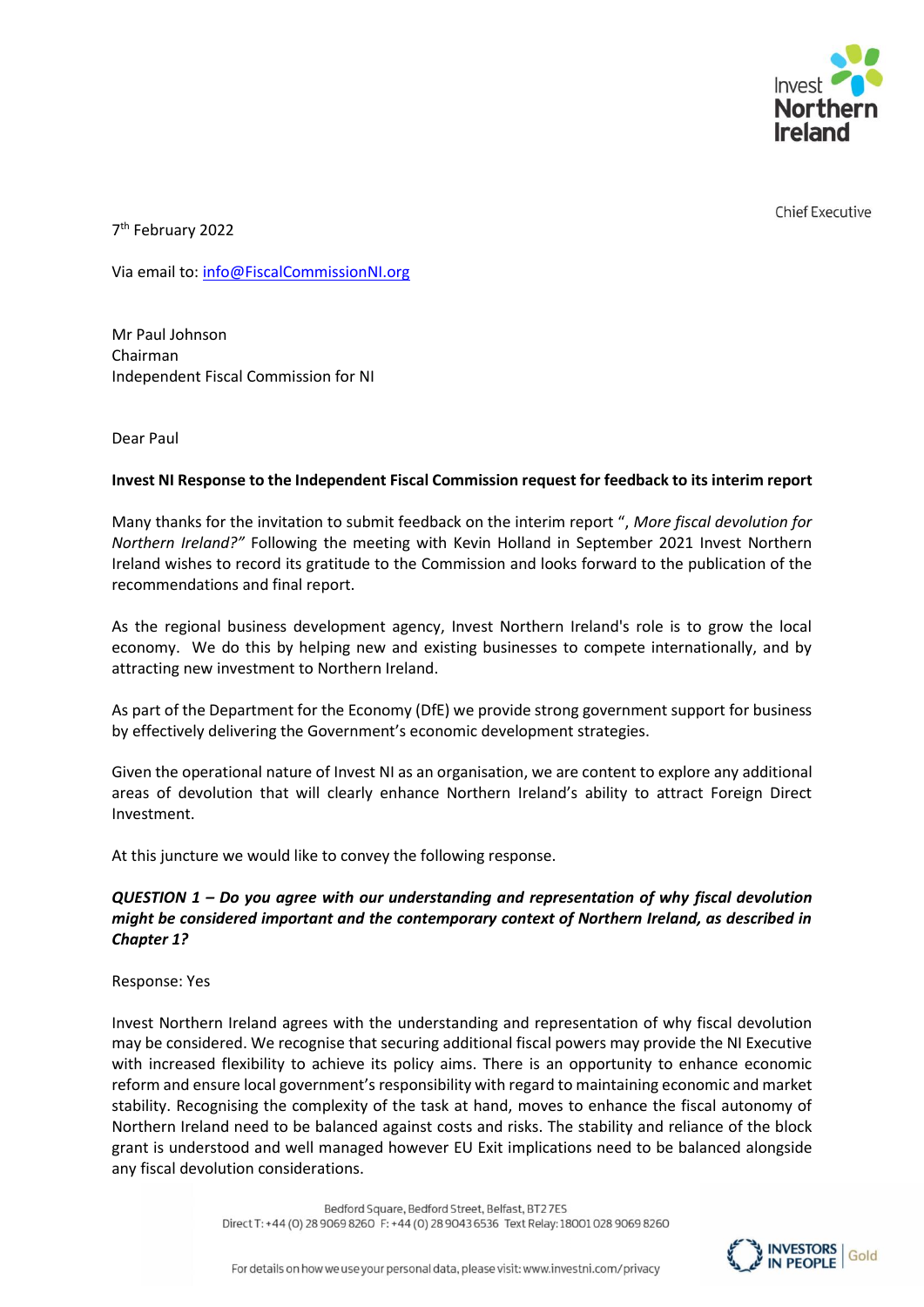Invest Northern Ireland

Chief Executive

7th February 2022

Via email to: info@FiscalCommissionNI.org

Mr Paul Johnson
Chairman
Independent Fiscal Commission for NI

Dear Paul

**Invest NI Response to the Independent Fiscal Commission request for feedback to its interim report**

Many thanks for the invitation to submit feedback on the interim report ", *More fiscal devolution for Northern Ireland?"* Following the meeting with Kevin Holland in September 2021 Invest Northern Ireland wishes to record its gratitude to the Commission and looks forward to the publication of the recommendations and final report.

As the regional business development agency, Invest Northern Ireland's role is to grow the local economy. We do this by helping new and existing businesses to compete internationally, and by attracting new investment to Northern Ireland.

As part of the Department for the Economy (DfE) we provide strong government support for business by effectively delivering the Government's economic development strategies.

Given the operational nature of Invest NI as an organisation, we are content to explore any additional areas of devolution that will clearly enhance Northern Ireland's ability to attract Foreign Direct Investment.

At this juncture we would like to convey the following response.

***QUESTION 1 – Do you agree with our understanding and representation of why fiscal devolution might be considered important and the contemporary context of Northern Ireland, as described in Chapter 1?***

Response: Yes

Invest Northern Ireland agrees with the understanding and representation of why fiscal devolution may be considered. We recognise that securing additional fiscal powers may provide the NI Executive with increased flexibility to achieve its policy aims. There is an opportunity to enhance economic reform and ensure local government's responsibility with regard to maintaining economic and market stability. Recognising the complexity of the task at hand, moves to enhance the fiscal autonomy of Northern Ireland need to be balanced against costs and risks. The stability and reliance of the block grant is understood and well managed however EU Exit implications need to be balanced alongside any fiscal devolution considerations.

Bedford Square, Bedford Street, Belfast, BT2 7ES
Direct T: +44 (0) 28 9069 8260 F: +44 (0) 28 9043 6536 Text Relay: 18001 028 9069 8260

For details on how we use your personal data, please visit: www.investni.com/privacy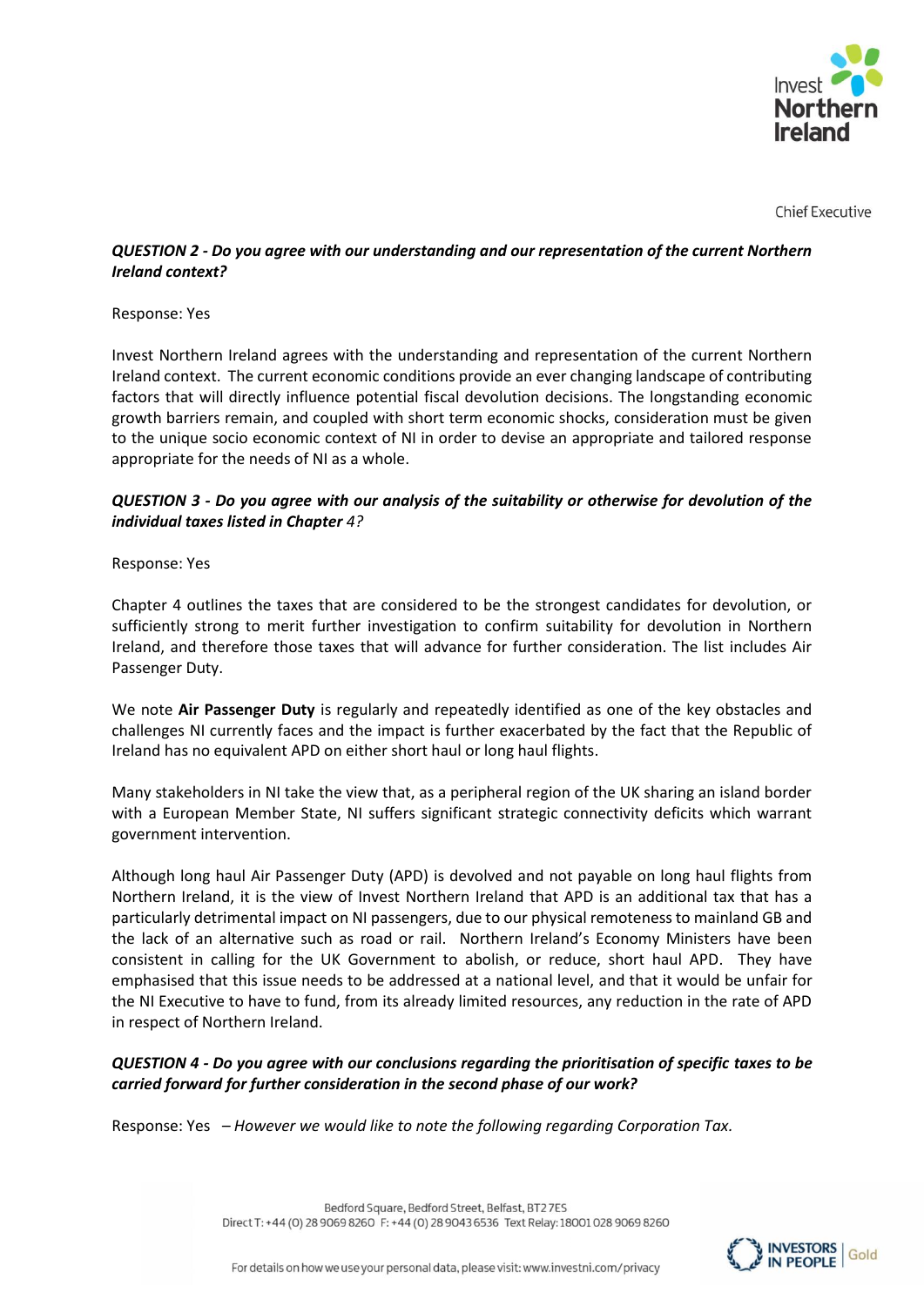Chief Executive

***QUESTION 2 - Do you agree with our understanding and our representation of the current Northern Ireland context?***

Response: Yes

Invest Northern Ireland agrees with the understanding and representation of the current Northern Ireland context. The current economic conditions provide an ever changing landscape of contributing factors that will directly influence potential fiscal devolution decisions. The longstanding economic growth barriers remain, and coupled with short term economic shocks, consideration must be given to the unique socio economic context of NI in order to devise an appropriate and tailored response appropriate for the needs of NI as a whole.

***QUESTION 3 - Do you agree with our analysis of the suitability or otherwise for devolution of the individual taxes listed in Chapter*** *4?*

Response: Yes

Chapter 4 outlines the taxes that are considered to be the strongest candidates for devolution, or sufficiently strong to merit further investigation to confirm suitability for devolution in Northern Ireland, and therefore those taxes that will advance for further consideration. The list includes Air Passenger Duty.

We note **Air Passenger Duty** is regularly and repeatedly identified as one of the key obstacles and challenges NI currently faces and the impact is further exacerbated by the fact that the Republic of Ireland has no equivalent APD on either short haul or long haul flights.

Many stakeholders in NI take the view that, as a peripheral region of the UK sharing an island border with a European Member State, NI suffers significant strategic connectivity deficits which warrant government intervention.

Although long haul Air Passenger Duty (APD) is devolved and not payable on long haul flights from Northern Ireland, it is the view of Invest Northern Ireland that APD is an additional tax that has a particularly detrimental impact on NI passengers, due to our physical remoteness to mainland GB and the lack of an alternative such as road or rail. Northern Ireland's Economy Ministers have been consistent in calling for the UK Government to abolish, or reduce, short haul APD. They have emphasised that this issue needs to be addressed at a national level, and that it would be unfair for the NI Executive to have to fund, from its already limited resources, any reduction in the rate of APD in respect of Northern Ireland.

***QUESTION 4 - Do you agree with our conclusions regarding the prioritisation of specific taxes to be carried forward for further consideration in the second phase of our work?***

Response: Yes – *However we would like to note the following regarding Corporation Tax.*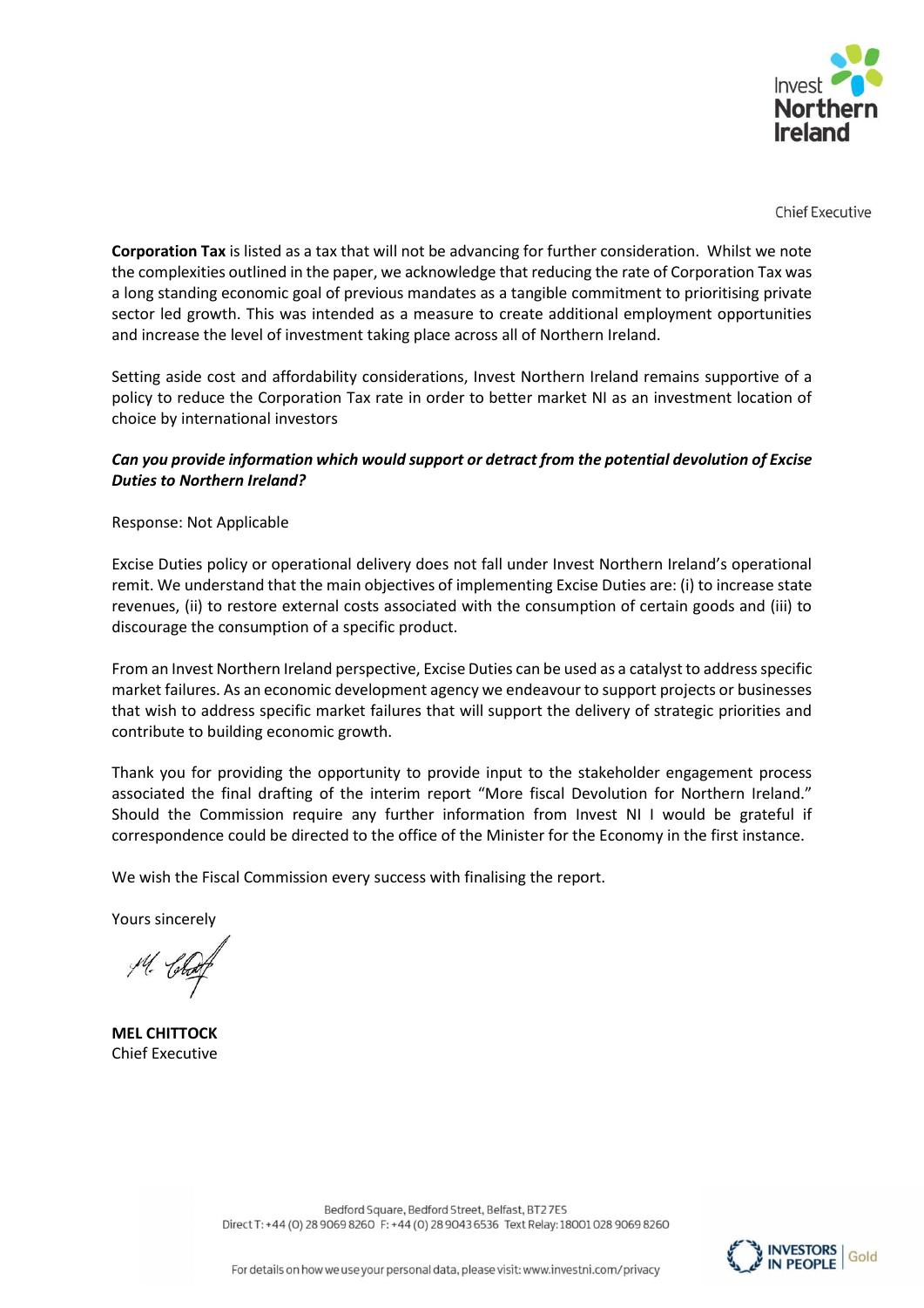Chief Executive

**Corporation Tax** is listed as a tax that will not be advancing for further consideration. Whilst we note the complexities outlined in the paper, we acknowledge that reducing the rate of Corporation Tax was a long standing economic goal of previous mandates as a tangible commitment to prioritising private sector led growth. This was intended as a measure to create additional employment opportunities and increase the level of investment taking place across all of Northern Ireland.

Setting aside cost and affordability considerations, Invest Northern Ireland remains supportive of a policy to reduce the Corporation Tax rate in order to better market NI as an investment location of choice by international investors

***Can you provide information which would support or detract from the potential devolution of Excise Duties to Northern Ireland?***

Response: Not Applicable

Excise Duties policy or operational delivery does not fall under Invest Northern Ireland's operational remit. We understand that the main objectives of implementing Excise Duties are: (i) to increase state revenues, (ii) to restore external costs associated with the consumption of certain goods and (iii) to discourage the consumption of a specific product.

From an Invest Northern Ireland perspective, Excise Duties can be used as a catalyst to address specific market failures. As an economic development agency we endeavour to support projects or businesses that wish to address specific market failures that will support the delivery of strategic priorities and contribute to building economic growth.

Thank you for providing the opportunity to provide input to the stakeholder engagement process associated the final drafting of the interim report "More fiscal Devolution for Northern Ireland." Should the Commission require any further information from Invest NI I would be grateful if correspondence could be directed to the office of the Minister for the Economy in the first instance.

We wish the Fiscal Commission every success with finalising the report.

Yours sincerely

**MEL CHITTOCK**
Chief Executive

Bedford Square, Bedford Street, Belfast, BT2 7ES
Direct T: +44 (0) 28 9069 8260 F: +44 (0) 28 9043 6536 Text Relay: 18001 028 9069 8260

For details on how we use your personal data, please visit: www.investni.com/privacy